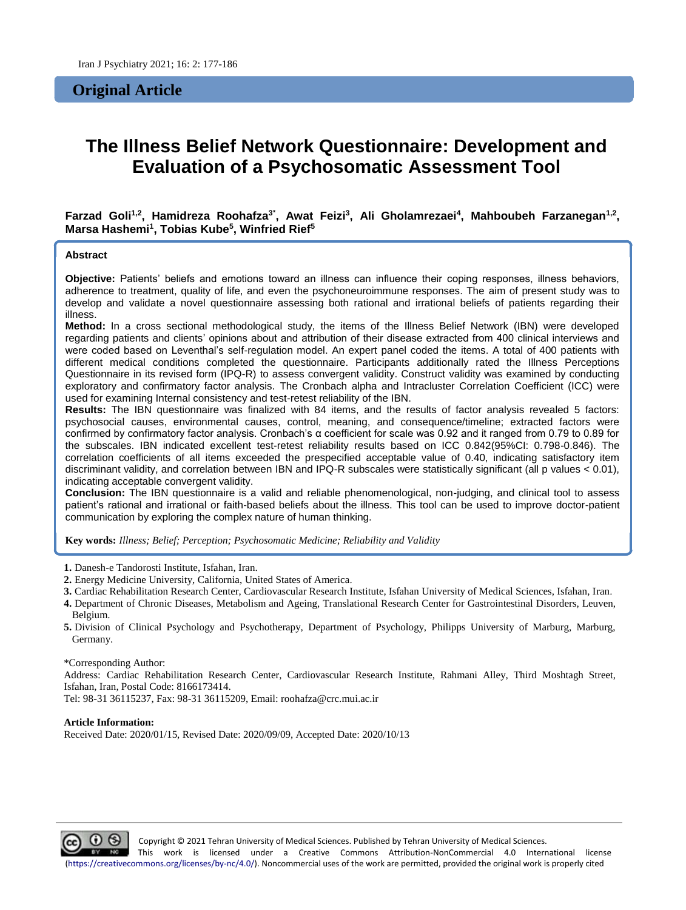## Original Article

# The Illness Belief Network Questionnaire: Development and Evaluation of a Psychosomatic Assessment Tool

**Farzad Goli[1,2], Hamidreza Roohafza[3*], Awat Feizi[3], Ali Gholamrezaei[4], Mahboubeh Farzanegan[1,2], Marsa Hashemi[1], Tobias Kube[5], Winfried Rief[5]**

### Abstract

**Objective:** Patients' beliefs and emotions toward an illness can influence their coping responses, illness behaviors, adherence to treatment, quality of life, and even the psychoneuroimmune responses. The aim of present study was to develop and validate a novel questionnaire assessing both rational and irrational beliefs of patients regarding their illness.

**Method:** In a cross sectional methodological study, the items of the Illness Belief Network (IBN) were developed regarding patients and clients' opinions about and attribution of their disease extracted from 400 clinical interviews and were coded based on Leventhal's self-regulation model. An expert panel coded the items. A total of 400 patients with different medical conditions completed the questionnaire. Participants additionally rated the Illness Perceptions Questionnaire in its revised form (IPQ-R) to assess convergent validity. Construct validity was examined by conducting exploratory and confirmatory factor analysis. The Cronbach alpha and Intracluster Correlation Coefficient (ICC) were used for examining Internal consistency and test-retest reliability of the IBN.

**Results:** The IBN questionnaire was finalized with 84 items, and the results of factor analysis revealed 5 factors: psychosocial causes, environmental causes, control, meaning, and consequence/timeline; extracted factors were confirmed by confirmatory factor analysis. Cronbach's α coefficient for scale was 0.92 and it ranged from 0.79 to 0.89 for the subscales. IBN indicated excellent test-retest reliability results based on ICC 0.842(95%CI: 0.798-0.846). The correlation coefficients of all items exceeded the prespecified acceptable value of 0.40, indicating satisfactory item discriminant validity, and correlation between IBN and IPQ-R subscales were statistically significant (all p values < 0.01), indicating acceptable convergent validity.

**Conclusion:** The IBN questionnaire is a valid and reliable phenomenological, non-judging, and clinical tool to assess patient's rational and irrational or faith-based beliefs about the illness. This tool can be used to improve doctor-patient communication by exploring the complex nature of human thinking.

**Key words:** *Illness; Belief; Perception; Psychosomatic Medicine; Reliability and Validity*

1. Danesh-e Tandorosti Institute, Isfahan, Iran.
2. Energy Medicine University, California, United States of America.
3. Cardiac Rehabilitation Research Center, Cardiovascular Research Institute, Isfahan University of Medical Sciences, Isfahan, Iran.
4. Department of Chronic Diseases, Metabolism and Ageing, Translational Research Center for Gastrointestinal Disorders, Leuven, Belgium.
5. Division of Clinical Psychology and Psychotherapy, Department of Psychology, Philipps University of Marburg, Marburg, Germany.

*Corresponding Author:
Address: Cardiac Rehabilitation Research Center, Cardiovascular Research Institute, Rahmani Alley, Third Moshtagh Street, Isfahan, Iran, Postal Code: 8166173414.
Tel: 98-31 36115237, Fax: 98-31 36115209, Email: roohafza@crc.mui.ac.ir

**Article Information:**
Received Date: 2020/01/15, Revised Date: 2020/09/09, Accepted Date: 2020/10/13

Copyright © 2021 Tehran University of Medical Sciences. Published by Tehran University of Medical Sciences.
This work is licensed under a Creative Commons Attribution-NonCommercial 4.0 International license (https://creativecommons.org/licenses/by-nc/4.0/). Noncommercial uses of the work are permitted, provided the original work is properly cited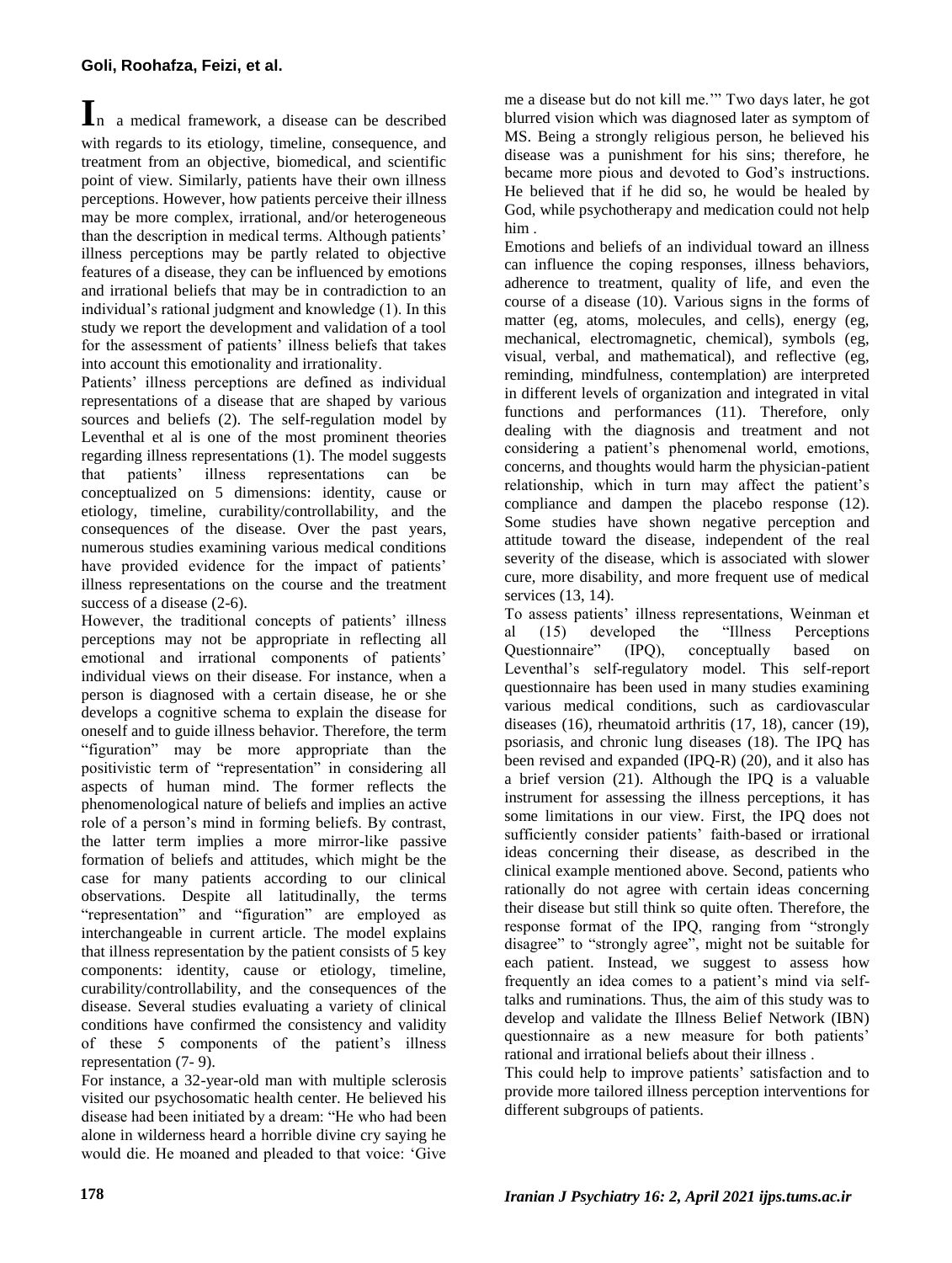In a medical framework, a disease can be described with regards to its etiology, timeline, consequence, and treatment from an objective, biomedical, and scientific point of view. Similarly, patients have their own illness perceptions. However, how patients perceive their illness may be more complex, irrational, and/or heterogeneous than the description in medical terms. Although patients' illness perceptions may be partly related to objective features of a disease, they can be influenced by emotions and irrational beliefs that may be in contradiction to an individual's rational judgment and knowledge (1). In this study we report the development and validation of a tool for the assessment of patients' illness beliefs that takes into account this emotionality and irrationality.

Patients' illness perceptions are defined as individual representations of a disease that are shaped by various sources and beliefs (2). The self-regulation model by Leventhal et al is one of the most prominent theories regarding illness representations (1). The model suggests that patients' illness representations can be conceptualized on 5 dimensions: identity, cause or etiology, timeline, curability/controllability, and the consequences of the disease. Over the past years, numerous studies examining various medical conditions have provided evidence for the impact of patients' illness representations on the course and the treatment success of a disease (2-6).

However, the traditional concepts of patients' illness perceptions may not be appropriate in reflecting all emotional and irrational components of patients' individual views on their disease. For instance, when a person is diagnosed with a certain disease, he or she develops a cognitive schema to explain the disease for oneself and to guide illness behavior. Therefore, the term "figuration" may be more appropriate than the positivistic term of "representation" in considering all aspects of human mind. The former reflects the phenomenological nature of beliefs and implies an active role of a person's mind in forming beliefs. By contrast, the latter term implies a more mirror-like passive formation of beliefs and attitudes, which might be the case for many patients according to our clinical observations. Despite all latitudinally, the terms "representation" and "figuration" are employed as interchangeable in current article. The model explains that illness representation by the patient consists of 5 key components: identity, cause or etiology, timeline, curability/controllability, and the consequences of the disease. Several studies evaluating a variety of clinical conditions have confirmed the consistency and validity of these 5 components of the patient's illness representation (7- 9).

For instance, a 32-year-old man with multiple sclerosis visited our psychosomatic health center. He believed his disease had been initiated by a dream: "He who had been alone in wilderness heard a horrible divine cry saying he would die. He moaned and pleaded to that voice: 'Give me a disease but do not kill me.'" Two days later, he got blurred vision which was diagnosed later as symptom of MS. Being a strongly religious person, he believed his disease was a punishment for his sins; therefore, he became more pious and devoted to God's instructions. He believed that if he did so, he would be healed by God, while psychotherapy and medication could not help him .

Emotions and beliefs of an individual toward an illness can influence the coping responses, illness behaviors, adherence to treatment, quality of life, and even the course of a disease (10). Various signs in the forms of matter (eg, atoms, molecules, and cells), energy (eg, mechanical, electromagnetic, chemical), symbols (eg, visual, verbal, and mathematical), and reflective (eg, reminding, mindfulness, contemplation) are interpreted in different levels of organization and integrated in vital functions and performances (11). Therefore, only dealing with the diagnosis and treatment and not considering a patient's phenomenal world, emotions, concerns, and thoughts would harm the physician-patient relationship, which in turn may affect the patient's compliance and dampen the placebo response (12). Some studies have shown negative perception and attitude toward the disease, independent of the real severity of the disease, which is associated with slower cure, more disability, and more frequent use of medical services (13, 14).

To assess patients' illness representations, Weinman et al (15) developed the "Illness Perceptions Questionnaire" (IPQ), conceptually based on Leventhal's self-regulatory model. This self-report questionnaire has been used in many studies examining various medical conditions, such as cardiovascular diseases (16), rheumatoid arthritis (17, 18), cancer (19), psoriasis, and chronic lung diseases (18). The IPQ has been revised and expanded (IPQ-R) (20), and it also has a brief version (21). Although the IPQ is a valuable instrument for assessing the illness perceptions, it has some limitations in our view. First, the IPQ does not sufficiently consider patients' faith-based or irrational ideas concerning their disease, as described in the clinical example mentioned above. Second, patients who rationally do not agree with certain ideas concerning their disease but still think so quite often. Therefore, the response format of the IPQ, ranging from "strongly disagree" to "strongly agree", might not be suitable for each patient. Instead, we suggest to assess how frequently an idea comes to a patient's mind via self-talks and ruminations. Thus, the aim of this study was to develop and validate the Illness Belief Network (IBN) questionnaire as a new measure for both patients' rational and irrational beliefs about their illness .

This could help to improve patients' satisfaction and to provide more tailored illness perception interventions for different subgroups of patients.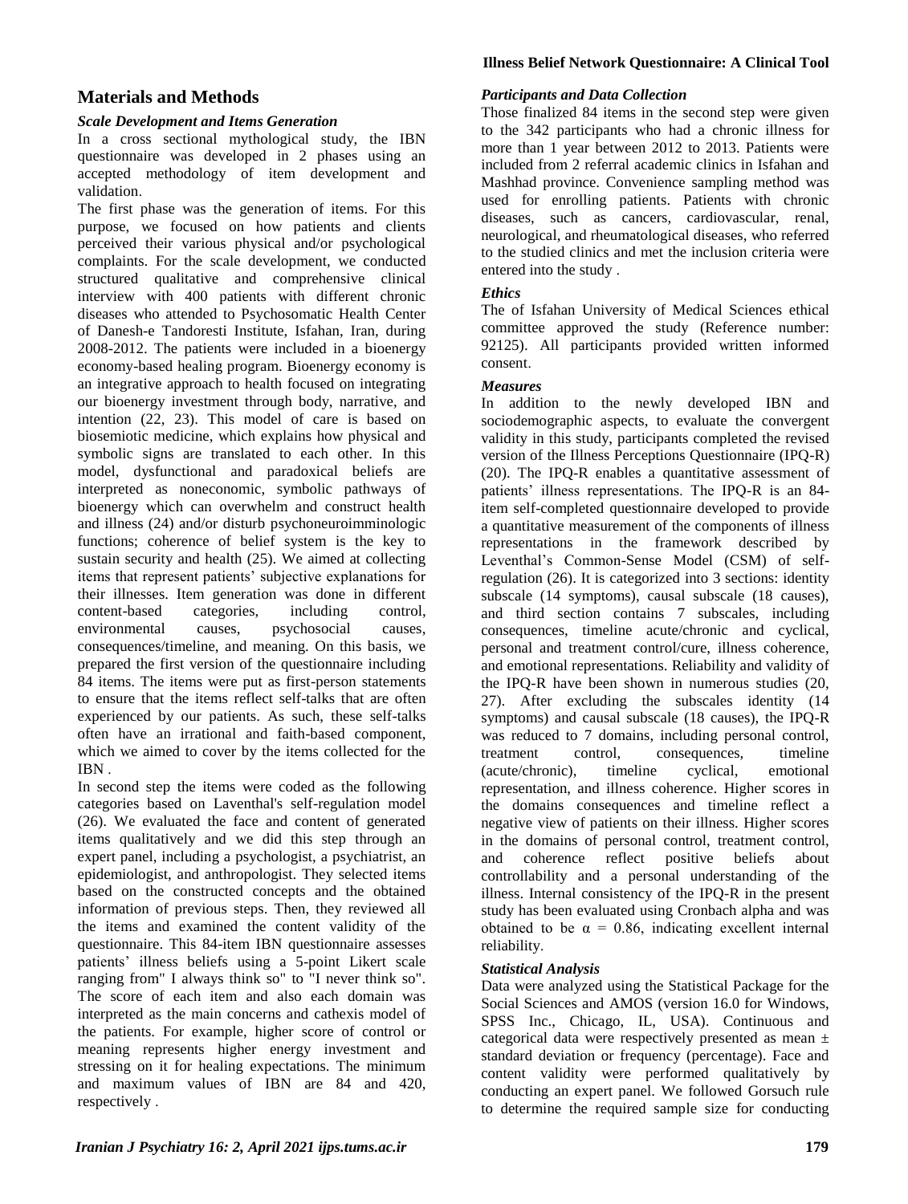## Materials and Methods

### *Scale Development and Items Generation*

In a cross sectional mythological study, the IBN questionnaire was developed in 2 phases using an accepted methodology of item development and validation.

The first phase was the generation of items. For this purpose, we focused on how patients and clients perceived their various physical and/or psychological complaints. For the scale development, we conducted structured qualitative and comprehensive clinical interview with 400 patients with different chronic diseases who attended to Psychosomatic Health Center of Danesh-e Tandoresti Institute, Isfahan, Iran, during 2008-2012. The patients were included in a bioenergy economy-based healing program. Bioenergy economy is an integrative approach to health focused on integrating our bioenergy investment through body, narrative, and intention (22, 23). This model of care is based on biosemiotic medicine, which explains how physical and symbolic signs are translated to each other. In this model, dysfunctional and paradoxical beliefs are interpreted as noneconomic, symbolic pathways of bioenergy which can overwhelm and construct health and illness (24) and/or disturb psychoneuroimminologic functions; coherence of belief system is the key to sustain security and health (25). We aimed at collecting items that represent patients' subjective explanations for their illnesses. Item generation was done in different content-based categories, including control, environmental causes, psychosocial causes, consequences/timeline, and meaning. On this basis, we prepared the first version of the questionnaire including 84 items. The items were put as first-person statements to ensure that the items reflect self-talks that are often experienced by our patients. As such, these self-talks often have an irrational and faith-based component, which we aimed to cover by the items collected for the IBN .

In second step the items were coded as the following categories based on Laventhal's self-regulation model (26). We evaluated the face and content of generated items qualitatively and we did this step through an expert panel, including a psychologist, a psychiatrist, an epidemiologist, and anthropologist. They selected items based on the constructed concepts and the obtained information of previous steps. Then, they reviewed all the items and examined the content validity of the questionnaire. This 84-item IBN questionnaire assesses patients' illness beliefs using a 5-point Likert scale ranging from" I always think so" to "I never think so". The score of each item and also each domain was interpreted as the main concerns and cathexis model of the patients. For example, higher score of control or meaning represents higher energy investment and stressing on it for healing expectations. The minimum and maximum values of IBN are 84 and 420, respectively .

### *Participants and Data Collection*

Those finalized 84 items in the second step were given to the 342 participants who had a chronic illness for more than 1 year between 2012 to 2013. Patients were included from 2 referral academic clinics in Isfahan and Mashhad province. Convenience sampling method was used for enrolling patients. Patients with chronic diseases, such as cancers, cardiovascular, renal, neurological, and rheumatological diseases, who referred to the studied clinics and met the inclusion criteria were entered into the study .

### *Ethics*

The of Isfahan University of Medical Sciences ethical committee approved the study (Reference number: 92125). All participants provided written informed consent.

### *Measures*

In addition to the newly developed IBN and sociodemographic aspects, to evaluate the convergent validity in this study, participants completed the revised version of the Illness Perceptions Questionnaire (IPQ-R) (20). The IPQ-R enables a quantitative assessment of patients' illness representations. The IPQ-R is an 84-item self-completed questionnaire developed to provide a quantitative measurement of the components of illness representations in the framework described by Leventhal's Common-Sense Model (CSM) of self-regulation (26). It is categorized into 3 sections: identity subscale (14 symptoms), causal subscale (18 causes), and third section contains 7 subscales, including consequences, timeline acute/chronic and cyclical, personal and treatment control/cure, illness coherence, and emotional representations. Reliability and validity of the IPQ-R have been shown in numerous studies (20, 27). After excluding the subscales identity (14 symptoms) and causal subscale (18 causes), the IPQ-R was reduced to 7 domains, including personal control, treatment control, consequences, timeline (acute/chronic), timeline cyclical, emotional representation, and illness coherence. Higher scores in the domains consequences and timeline reflect a negative view of patients on their illness. Higher scores in the domains of personal control, treatment control, and coherence reflect positive beliefs about controllability and a personal understanding of the illness. Internal consistency of the IPQ-R in the present study has been evaluated using Cronbach alpha and was obtained to be $\alpha = 0.86$, indicating excellent internal reliability.

### *Statistical Analysis*

Data were analyzed using the Statistical Package for the Social Sciences and AMOS (version 16.0 for Windows, SPSS Inc., Chicago, IL, USA). Continuous and categorical data were respectively presented as mean ± standard deviation or frequency (percentage). Face and content validity were performed qualitatively by conducting an expert panel. We followed Gorsuch rule to determine the required sample size for conducting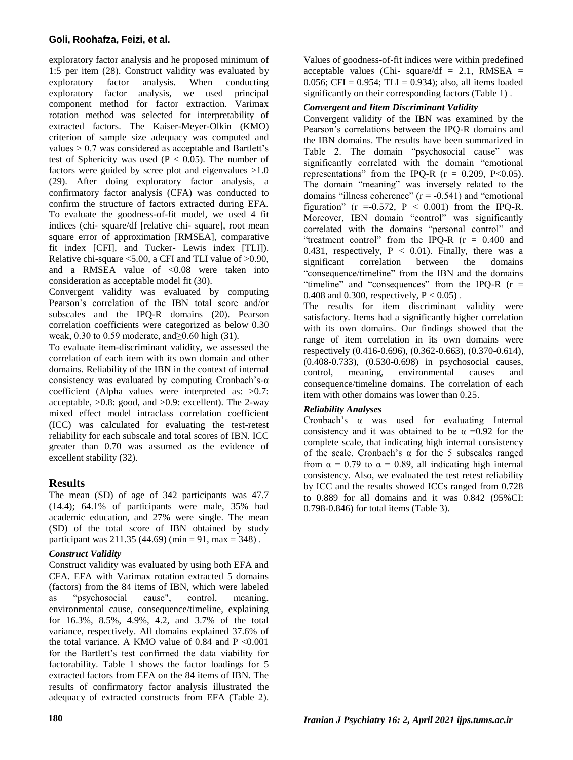exploratory factor analysis and he proposed minimum of 1:5 per item (28). Construct validity was evaluated by exploratory factor analysis. When conducting exploratory factor analysis, we used principal component method for factor extraction. Varimax rotation method was selected for interpretability of extracted factors. The Kaiser-Meyer-Olkin (KMO) criterion of sample size adequacy was computed and values > 0.7 was considered as acceptable and Bartlett's test of Sphericity was used ($P < 0.05$). The number of factors were guided by scree plot and eigenvalues >1.0 (29). After doing exploratory factor analysis, a confirmatory factor analysis (CFA) was conducted to confirm the structure of factors extracted during EFA. To evaluate the goodness-of-fit model, we used 4 fit indices (chi- square/df [relative chi- square], root mean square error of approximation [RMSEA], comparative fit index [CFI], and Tucker- Lewis index [TLI]). Relative chi-square <5.00, a CFI and TLI value of >0.90, and a RMSEA value of <0.08 were taken into consideration as acceptable model fit (30).

Convergent validity was evaluated by computing Pearson's correlation of the IBN total score and/or subscales and the IPQ-R domains (20). Pearson correlation coefficients were categorized as below 0.30 weak, 0.30 to 0.59 moderate, and≥0.60 high (31).

To evaluate item-discriminant validity, we assessed the correlation of each item with its own domain and other domains. Reliability of the IBN in the context of internal consistency was evaluated by computing Cronbach's-α coefficient (Alpha values were interpreted as: >0.7: acceptable, >0.8: good, and >0.9: excellent). The 2-way mixed effect model intraclass correlation coefficient (ICC) was calculated for evaluating the test-retest reliability for each subscale and total scores of IBN. ICC greater than 0.70 was assumed as the evidence of excellent stability (32).

## Results

The mean (SD) of age of 342 participants was 47.7 (14.4); 64.1% of participants were male, 35% had academic education, and 27% were single. The mean (SD) of the total score of IBN obtained by study participant was 211.35 (44.69) (min = 91, max = 348) .

### *Construct Validity*

Construct validity was evaluated by using both EFA and CFA. EFA with Varimax rotation extracted 5 domains (factors) from the 84 items of IBN, which were labeled as "psychosocial cause", control, meaning, environmental cause, consequence/timeline, explaining for 16.3%, 8.5%, 4.9%, 4.2, and 3.7% of the total variance, respectively. All domains explained 37.6% of the total variance. A KMO value of 0.84 and $P < 0.001$ for the Bartlett's test confirmed the data viability for factorability. Table 1 shows the factor loadings for 5 extracted factors from EFA on the 84 items of IBN. The results of confirmatory factor analysis illustrated the adequacy of extracted constructs from EFA (Table 2). Values of goodness-of-fit indices were within predefined acceptable values (Chi- square/df = 2.1, RMSEA = 0.056; CFI = 0.954; TLI = 0.934); also, all items loaded significantly on their corresponding factors (Table 1) .

### *Convergent and Iitem Discriminant Validity*

Convergent validity of the IBN was examined by the Pearson's correlations between the IPQ-R domains and the IBN domains. The results have been summarized in Table 2. The domain "psychosocial cause" was significantly correlated with the domain "emotional representations" from the IPQ-R ($r = 0.209$, $P<0.05$). The domain "meaning" was inversely related to the domains "illness coherence" ($r = -0.541$) and "emotional figuration" ($r = -0.572$, $P < 0.001$) from the IPQ-R. Moreover, IBN domain "control" was significantly correlated with the domains "personal control" and "treatment control" from the IPQ-R ($r = 0.400$ and 0.431, respectively, $P < 0.01$). Finally, there was a significant correlation between the domains "consequence/timeline" from the IBN and the domains "timeline" and "consequences" from the IPQ-R ($r =$ 0.408 and 0.300, respectively, $P < 0.05$) .

The results for item discriminant validity were satisfactory. Items had a significantly higher correlation with its own domains. Our findings showed that the range of item correlation in its own domains were respectively (0.416-0.696), (0.362-0.663), (0.370-0.614), (0.408-0.733), (0.530-0.698) in psychosocial causes, control, meaning, environmental causes and consequence/timeline domains. The correlation of each item with other domains was lower than 0.25.

### *Reliability Analyses*

Cronbach's α was used for evaluating Internal consistency and it was obtained to be $\alpha = 0.92$ for the complete scale, that indicating high internal consistency of the scale. Cronbach's α for the 5 subscales ranged from $\alpha = 0.79$ to $\alpha = 0.89$, all indicating high internal consistency. Also, we evaluated the test retest reliability by ICC and the results showed ICCs ranged from 0.728 to 0.889 for all domains and it was 0.842 (95%CI: 0.798-0.846) for total items (Table 3).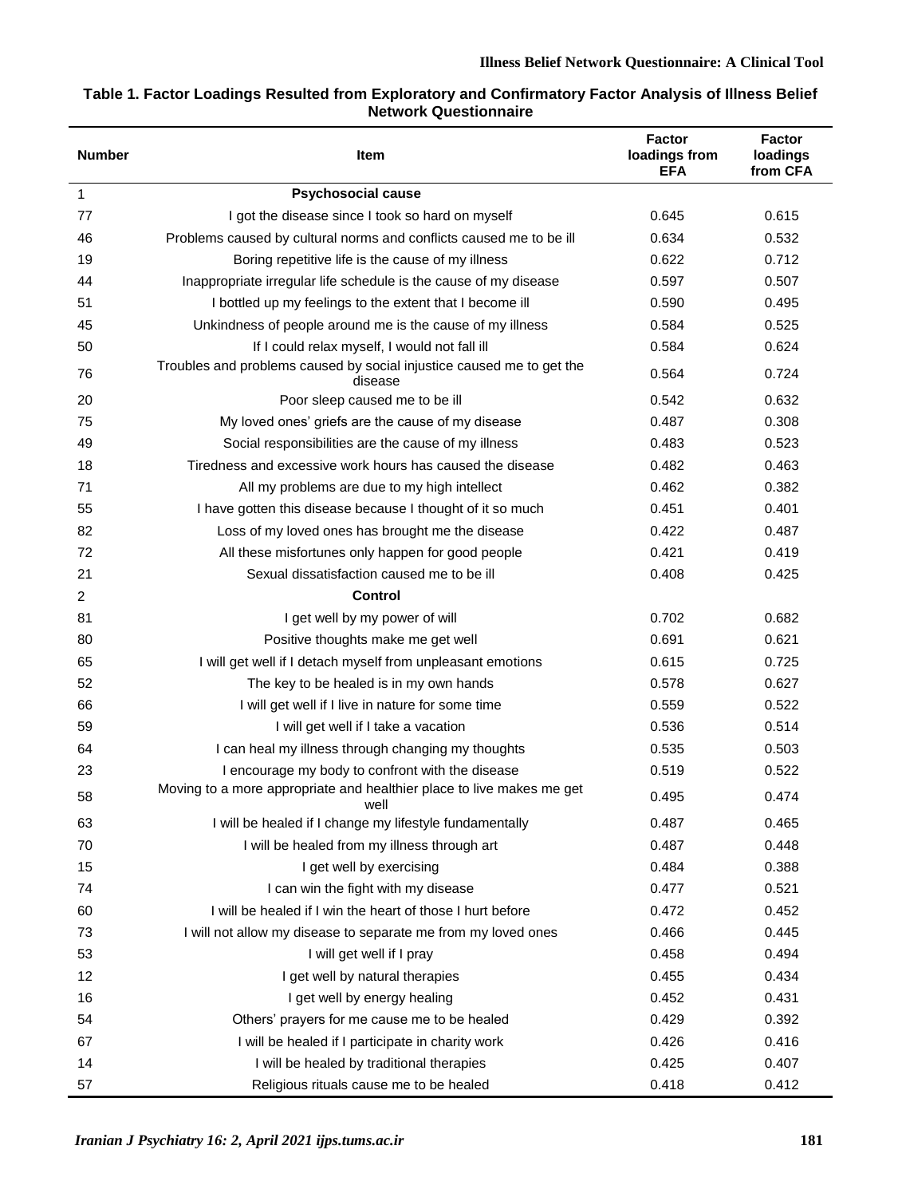**Table 1. Factor Loadings Resulted from Exploratory and Confirmatory Factor Analysis of Illness Belief Network Questionnaire**

| Number | Item | Factor loadings from EFA | Factor loadings from CFA |
|---|---|---|---|
| 1 | **Psychosocial cause** | | |
| 77 | I got the disease since I took so hard on myself | 0.645 | 0.615 |
| 46 | Problems caused by cultural norms and conflicts caused me to be ill | 0.634 | 0.532 |
| 19 | Boring repetitive life is the cause of my illness | 0.622 | 0.712 |
| 44 | Inappropriate irregular life schedule is the cause of my disease | 0.597 | 0.507 |
| 51 | I bottled up my feelings to the extent that I become ill | 0.590 | 0.495 |
| 45 | Unkindness of people around me is the cause of my illness | 0.584 | 0.525 |
| 50 | If I could relax myself, I would not fall ill | 0.584 | 0.624 |
| 76 | Troubles and problems caused by social injustice caused me to get the disease | 0.564 | 0.724 |
| 20 | Poor sleep caused me to be ill | 0.542 | 0.632 |
| 75 | My loved ones' griefs are the cause of my disease | 0.487 | 0.308 |
| 49 | Social responsibilities are the cause of my illness | 0.483 | 0.523 |
| 18 | Tiredness and excessive work hours has caused the disease | 0.482 | 0.463 |
| 71 | All my problems are due to my high intellect | 0.462 | 0.382 |
| 55 | I have gotten this disease because I thought of it so much | 0.451 | 0.401 |
| 82 | Loss of my loved ones has brought me the disease | 0.422 | 0.487 |
| 72 | All these misfortunes only happen for good people | 0.421 | 0.419 |
| 21 | Sexual dissatisfaction caused me to be ill | 0.408 | 0.425 |
| 2 | **Control** | | |
| 81 | I get well by my power of will | 0.702 | 0.682 |
| 80 | Positive thoughts make me get well | 0.691 | 0.621 |
| 65 | I will get well if I detach myself from unpleasant emotions | 0.615 | 0.725 |
| 52 | The key to be healed is in my own hands | 0.578 | 0.627 |
| 66 | I will get well if I live in nature for some time | 0.559 | 0.522 |
| 59 | I will get well if I take a vacation | 0.536 | 0.514 |
| 64 | I can heal my illness through changing my thoughts | 0.535 | 0.503 |
| 23 | I encourage my body to confront with the disease | 0.519 | 0.522 |
| 58 | Moving to a more appropriate and healthier place to live makes me get well | 0.495 | 0.474 |
| 63 | I will be healed if I change my lifestyle fundamentally | 0.487 | 0.465 |
| 70 | I will be healed from my illness through art | 0.487 | 0.448 |
| 15 | I get well by exercising | 0.484 | 0.388 |
| 74 | I can win the fight with my disease | 0.477 | 0.521 |
| 60 | I will be healed if I win the heart of those I hurt before | 0.472 | 0.452 |
| 73 | I will not allow my disease to separate me from my loved ones | 0.466 | 0.445 |
| 53 | I will get well if I pray | 0.458 | 0.494 |
| 12 | I get well by natural therapies | 0.455 | 0.434 |
| 16 | I get well by energy healing | 0.452 | 0.431 |
| 54 | Others' prayers for me cause me to be healed | 0.429 | 0.392 |
| 67 | I will be healed if I participate in charity work | 0.426 | 0.416 |
| 14 | I will be healed by traditional therapies | 0.425 | 0.407 |
| 57 | Religious rituals cause me to be healed | 0.418 | 0.412 |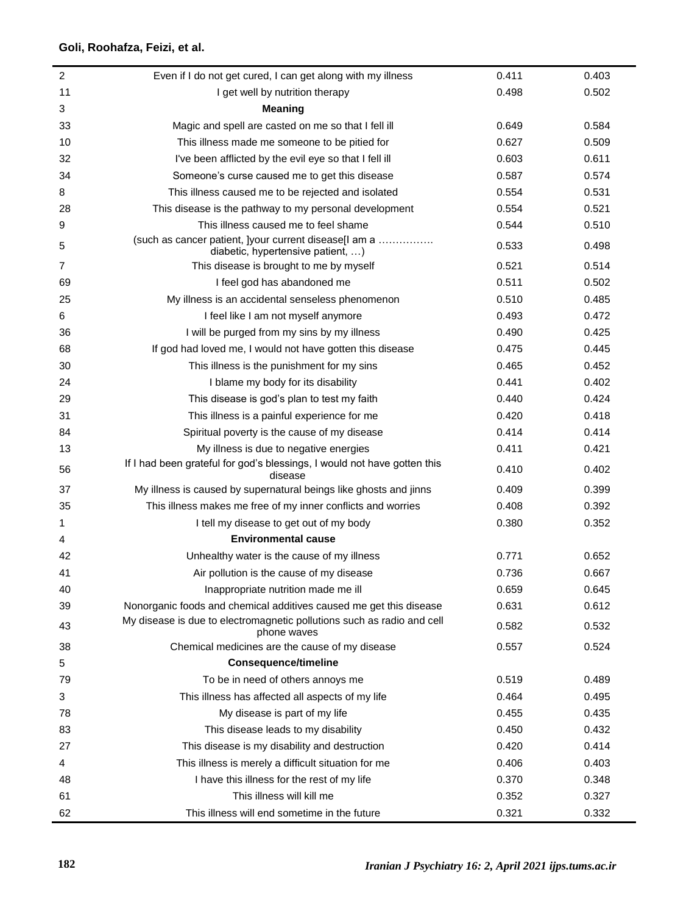| | | | |
|---|---|---|---|
| 2 | Even if I do not get cured, I can get along with my illness | 0.411 | 0.403 |
| 11 | I get well by nutrition therapy | 0.498 | 0.502 |
| 3 | **Meaning** | | |
| 33 | Magic and spell are casted on me so that I fell ill | 0.649 | 0.584 |
| 10 | This illness made me someone to be pitied for | 0.627 | 0.509 |
| 32 | I've been afflicted by the evil eye so that I fell ill | 0.603 | 0.611 |
| 34 | Someone's curse caused me to get this disease | 0.587 | 0.574 |
| 8 | This illness caused me to be rejected and isolated | 0.554 | 0.531 |
| 28 | This disease is the pathway to my personal development | 0.554 | 0.521 |
| 9 | This illness caused me to feel shame | 0.544 | 0.510 |
| 5 | (such as cancer patient, ]your current disease[I am a ……………. diabetic, hypertensive patient, …) | 0.533 | 0.498 |
| 7 | This disease is brought to me by myself | 0.521 | 0.514 |
| 69 | I feel god has abandoned me | 0.511 | 0.502 |
| 25 | My illness is an accidental senseless phenomenon | 0.510 | 0.485 |
| 6 | I feel like I am not myself anymore | 0.493 | 0.472 |
| 36 | I will be purged from my sins by my illness | 0.490 | 0.425 |
| 68 | If god had loved me, I would not have gotten this disease | 0.475 | 0.445 |
| 30 | This illness is the punishment for my sins | 0.465 | 0.452 |
| 24 | I blame my body for its disability | 0.441 | 0.402 |
| 29 | This disease is god's plan to test my faith | 0.440 | 0.424 |
| 31 | This illness is a painful experience for me | 0.420 | 0.418 |
| 84 | Spiritual poverty is the cause of my disease | 0.414 | 0.414 |
| 13 | My illness is due to negative energies | 0.411 | 0.421 |
| 56 | If I had been grateful for god's blessings, I would not have gotten this disease | 0.410 | 0.402 |
| 37 | My illness is caused by supernatural beings like ghosts and jinns | 0.409 | 0.399 |
| 35 | This illness makes me free of my inner conflicts and worries | 0.408 | 0.392 |
| 1 | I tell my disease to get out of my body | 0.380 | 0.352 |
| 4 | **Environmental cause** | | |
| 42 | Unhealthy water is the cause of my illness | 0.771 | 0.652 |
| 41 | Air pollution is the cause of my disease | 0.736 | 0.667 |
| 40 | Inappropriate nutrition made me ill | 0.659 | 0.645 |
| 39 | Nonorganic foods and chemical additives caused me get this disease | 0.631 | 0.612 |
| 43 | My disease is due to electromagnetic pollutions such as radio and cell phone waves | 0.582 | 0.532 |
| 38 | Chemical medicines are the cause of my disease | 0.557 | 0.524 |
| 5 | **Consequence/timeline** | | |
| 79 | To be in need of others annoys me | 0.519 | 0.489 |
| 3 | This illness has affected all aspects of my life | 0.464 | 0.495 |
| 78 | My disease is part of my life | 0.455 | 0.435 |
| 83 | This disease leads to my disability | 0.450 | 0.432 |
| 27 | This disease is my disability and destruction | 0.420 | 0.414 |
| 4 | This illness is merely a difficult situation for me | 0.406 | 0.403 |
| 48 | I have this illness for the rest of my life | 0.370 | 0.348 |
| 61 | This illness will kill me | 0.352 | 0.327 |
| 62 | This illness will end sometime in the future | 0.321 | 0.332 |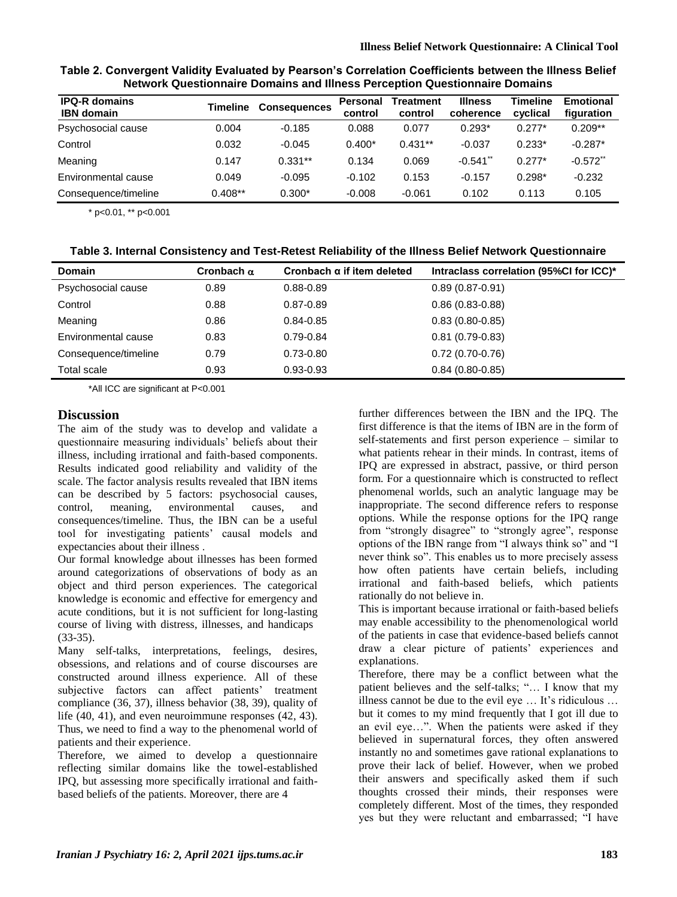**Table 2. Convergent Validity Evaluated by Pearson's Correlation Coefficients between the Illness Belief Network Questionnaire Domains and Illness Perception Questionnaire Domains**

| IPQ-R domains / IBN domain | Timeline | Consequences | Personal control | Treatment control | Illness coherence | Timeline cyclical | Emotional figuration |
|---|---|---|---|---|---|---|---|
| Psychosocial cause | 0.004 | -0.185 | 0.088 | 0.077 | 0.293* | 0.277* | 0.209** |
| Control | 0.032 | -0.045 | 0.400* | 0.431** | -0.037 | 0.233* | -0.287* |
| Meaning | 0.147 | 0.331** | 0.134 | 0.069 | -0.541** | 0.277* | -0.572** |
| Environmental cause | 0.049 | -0.095 | -0.102 | 0.153 | -0.157 | 0.298* | -0.232 |
| Consequence/timeline | 0.408** | 0.300* | -0.008 | -0.061 | 0.102 | 0.113 | 0.105 |

* $p<0.01$, ** $p<0.001$

**Table 3. Internal Consistency and Test-Retest Reliability of the Illness Belief Network Questionnaire**

| Domain | Cronbach α | Cronbach α if item deleted | Intraclass correlation (95%CI for ICC)* |
|---|---|---|---|
| Psychosocial cause | 0.89 | 0.88-0.89 | 0.89 (0.87-0.91) |
| Control | 0.88 | 0.87-0.89 | 0.86 (0.83-0.88) |
| Meaning | 0.86 | 0.84-0.85 | 0.83 (0.80-0.85) |
| Environmental cause | 0.83 | 0.79-0.84 | 0.81 (0.79-0.83) |
| Consequence/timeline | 0.79 | 0.73-0.80 | 0.72 (0.70-0.76) |
| Total scale | 0.93 | 0.93-0.93 | 0.84 (0.80-0.85) |

*All ICC are significant at $P<0.001$

## Discussion

The aim of the study was to develop and validate a questionnaire measuring individuals' beliefs about their illness, including irrational and faith-based components. Results indicated good reliability and validity of the scale. The factor analysis results revealed that IBN items can be described by 5 factors: psychosocial causes, control, meaning, environmental causes, and consequences/timeline. Thus, the IBN can be a useful tool for investigating patients' causal models and expectancies about their illness .

Our formal knowledge about illnesses has been formed around categorizations of observations of body as an object and third person experiences. The categorical knowledge is economic and effective for emergency and acute conditions, but it is not sufficient for long-lasting course of living with distress, illnesses, and handicaps (33-35).

Many self-talks, interpretations, feelings, desires, obsessions, and relations and of course discourses are constructed around illness experience. All of these subjective factors can affect patients' treatment compliance (36, 37), illness behavior (38, 39), quality of life (40, 41), and even neuroimmune responses (42, 43). Thus, we need to find a way to the phenomenal world of patients and their experience.

Therefore, we aimed to develop a questionnaire reflecting similar domains like the towel-established IPQ, but assessing more specifically irrational and faith-based beliefs of the patients. Moreover, there are 4 further differences between the IBN and the IPQ. The first difference is that the items of IBN are in the form of self-statements and first person experience – similar to what patients rehear in their minds. In contrast, items of IPQ are expressed in abstract, passive, or third person form. For a questionnaire which is constructed to reflect phenomenal worlds, such an analytic language may be inappropriate. The second difference refers to response options. While the response options for the IPQ range from "strongly disagree" to "strongly agree", response options of the IBN range from "I always think so" and "I never think so". This enables us to more precisely assess how often patients have certain beliefs, including irrational and faith-based beliefs, which patients rationally do not believe in.

This is important because irrational or faith-based beliefs may enable accessibility to the phenomenological world of the patients in case that evidence-based beliefs cannot draw a clear picture of patients' experiences and explanations.

Therefore, there may be a conflict between what the patient believes and the self-talks; "… I know that my illness cannot be due to the evil eye … It's ridiculous … but it comes to my mind frequently that I got ill due to an evil eye…". When the patients were asked if they believed in supernatural forces, they often answered instantly no and sometimes gave rational explanations to prove their lack of belief. However, when we probed their answers and specifically asked them if such thoughts crossed their minds, their responses were completely different. Most of the times, they responded yes but they were reluctant and embarrassed; "I have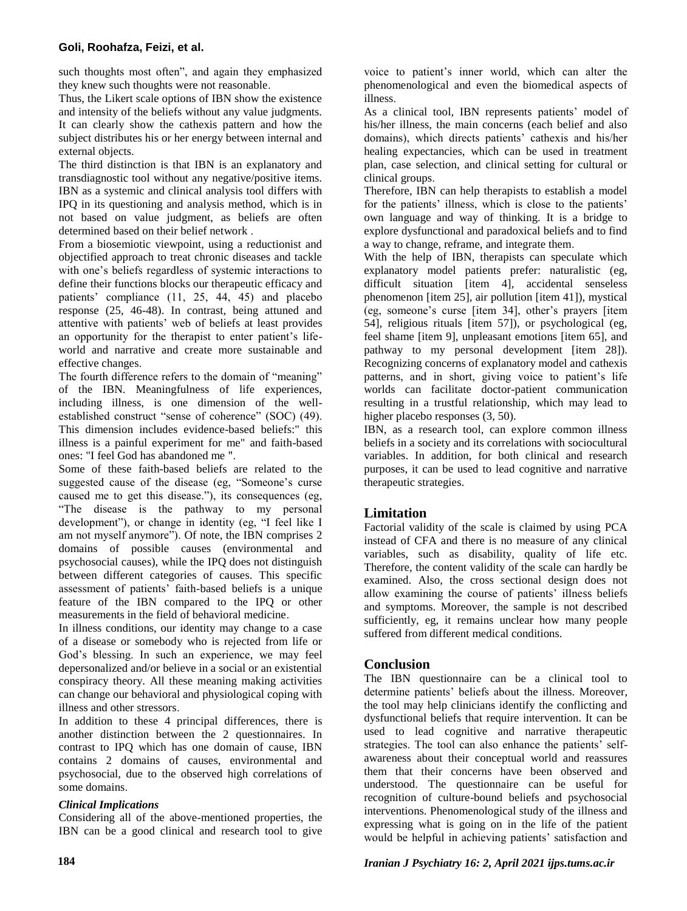such thoughts most often", and again they emphasized they knew such thoughts were not reasonable.

Thus, the Likert scale options of IBN show the existence and intensity of the beliefs without any value judgments. It can clearly show the cathexis pattern and how the subject distributes his or her energy between internal and external objects.

The third distinction is that IBN is an explanatory and transdiagnostic tool without any negative/positive items. IBN as a systemic and clinical analysis tool differs with IPQ in its questioning and analysis method, which is in not based on value judgment, as beliefs are often determined based on their belief network .

From a biosemiotic viewpoint, using a reductionist and objectified approach to treat chronic diseases and tackle with one's beliefs regardless of systemic interactions to define their functions blocks our therapeutic efficacy and patients' compliance (11, 25, 44, 45) and placebo response (25, 46-48). In contrast, being attuned and attentive with patients' web of beliefs at least provides an opportunity for the therapist to enter patient's life-world and narrative and create more sustainable and effective changes.

The fourth difference refers to the domain of "meaning" of the IBN. Meaningfulness of life experiences, including illness, is one dimension of the well-established construct "sense of coherence" (SOC) (49). This dimension includes evidence-based beliefs:" this illness is a painful experiment for me" and faith-based ones: "I feel God has abandoned me ".

Some of these faith-based beliefs are related to the suggested cause of the disease (eg, "Someone's curse caused me to get this disease."), its consequences (eg, "The disease is the pathway to my personal development"), or change in identity (eg, "I feel like I am not myself anymore"). Of note, the IBN comprises 2 domains of possible causes (environmental and psychosocial causes), while the IPQ does not distinguish between different categories of causes. This specific assessment of patients' faith-based beliefs is a unique feature of the IBN compared to the IPQ or other measurements in the field of behavioral medicine.

In illness conditions, our identity may change to a case of a disease or somebody who is rejected from life or God's blessing. In such an experience, we may feel depersonalized and/or believe in a social or an existential conspiracy theory. All these meaning making activities can change our behavioral and physiological coping with illness and other stressors.

In addition to these 4 principal differences, there is another distinction between the 2 questionnaires. In contrast to IPQ which has one domain of cause, IBN contains 2 domains of causes, environmental and psychosocial, due to the observed high correlations of some domains.

### *Clinical Implications*

Considering all of the above-mentioned properties, the IBN can be a good clinical and research tool to give voice to patient's inner world, which can alter the phenomenological and even the biomedical aspects of illness.

As a clinical tool, IBN represents patients' model of his/her illness, the main concerns (each belief and also domains), which directs patients' cathexis and his/her healing expectancies, which can be used in treatment plan, case selection, and clinical setting for cultural or clinical groups.

Therefore, IBN can help therapists to establish a model for the patients' illness, which is close to the patients' own language and way of thinking. It is a bridge to explore dysfunctional and paradoxical beliefs and to find a way to change, reframe, and integrate them.

With the help of IBN, therapists can speculate which explanatory model patients prefer: naturalistic (eg, difficult situation [item 4], accidental senseless phenomenon [item 25], air pollution [item 41]), mystical (eg, someone's curse [item 34], other's prayers [item 54], religious rituals [item 57]), or psychological (eg, feel shame [item 9], unpleasant emotions [item 65], and pathway to my personal development [item 28]). Recognizing concerns of explanatory model and cathexis patterns, and in short, giving voice to patient's life worlds can facilitate doctor-patient communication resulting in a trustful relationship, which may lead to higher placebo responses (3, 50).

IBN, as a research tool, can explore common illness beliefs in a society and its correlations with sociocultural variables. In addition, for both clinical and research purposes, it can be used to lead cognitive and narrative therapeutic strategies.

## Limitation

Factorial validity of the scale is claimed by using PCA instead of CFA and there is no measure of any clinical variables, such as disability, quality of life etc. Therefore, the content validity of the scale can hardly be examined. Also, the cross sectional design does not allow examining the course of patients' illness beliefs and symptoms. Moreover, the sample is not described sufficiently, eg, it remains unclear how many people suffered from different medical conditions.

## Conclusion

The IBN questionnaire can be a clinical tool to determine patients' beliefs about the illness. Moreover, the tool may help clinicians identify the conflicting and dysfunctional beliefs that require intervention. It can be used to lead cognitive and narrative therapeutic strategies. The tool can also enhance the patients' self-awareness about their conceptual world and reassures them that their concerns have been observed and understood. The questionnaire can be useful for recognition of culture-bound beliefs and psychosocial interventions. Phenomenological study of the illness and expressing what is going on in the life of the patient would be helpful in achieving patients' satisfaction and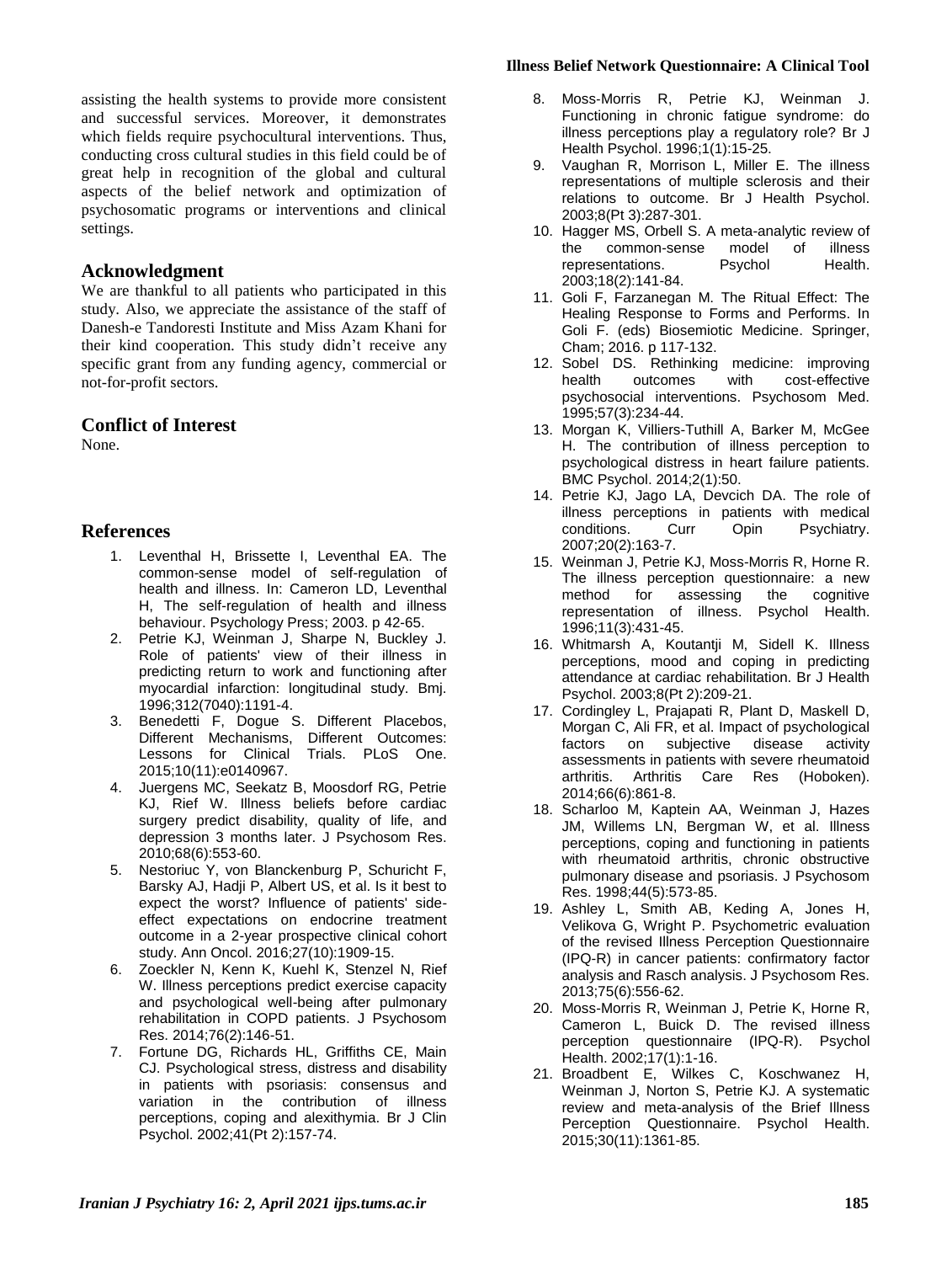assisting the health systems to provide more consistent and successful services. Moreover, it demonstrates which fields require psychocultural interventions. Thus, conducting cross cultural studies in this field could be of great help in recognition of the global and cultural aspects of the belief network and optimization of psychosomatic programs or interventions and clinical settings.

## Acknowledgment

We are thankful to all patients who participated in this study. Also, we appreciate the assistance of the staff of Danesh-e Tandoresti Institute and Miss Azam Khani for their kind cooperation. This study didn't receive any specific grant from any funding agency, commercial or not-for-profit sectors.

## Conflict of Interest

None.

## References

1. Leventhal H, Brissette I, Leventhal EA. The common-sense model of self-regulation of health and illness. In: Cameron LD, Leventhal H, The self-regulation of health and illness behaviour. Psychology Press; 2003. p 42-65.
2. Petrie KJ, Weinman J, Sharpe N, Buckley J. Role of patients' view of their illness in predicting return to work and functioning after myocardial infarction: longitudinal study. Bmj. 1996;312(7040):1191-4.
3. Benedetti F, Dogue S. Different Placebos, Different Mechanisms, Different Outcomes: Lessons for Clinical Trials. PLoS One. 2015;10(11):e0140967.
4. Juergens MC, Seekatz B, Moosdorf RG, Petrie KJ, Rief W. Illness beliefs before cardiac surgery predict disability, quality of life, and depression 3 months later. J Psychosom Res. 2010;68(6):553-60.
5. Nestoriuc Y, von Blanckenburg P, Schuricht F, Barsky AJ, Hadji P, Albert US, et al. Is it best to expect the worst? Influence of patients' side-effect expectations on endocrine treatment outcome in a 2-year prospective clinical cohort study. Ann Oncol. 2016;27(10):1909-15.
6. Zoeckler N, Kenn K, Kuehl K, Stenzel N, Rief W. Illness perceptions predict exercise capacity and psychological well-being after pulmonary rehabilitation in COPD patients. J Psychosom Res. 2014;76(2):146-51.
7. Fortune DG, Richards HL, Griffiths CE, Main CJ. Psychological stress, distress and disability in patients with psoriasis: consensus and variation in the contribution of illness perceptions, coping and alexithymia. Br J Clin Psychol. 2002;41(Pt 2):157-74.
8. Moss-Morris R, Petrie KJ, Weinman J. Functioning in chronic fatigue syndrome: do illness perceptions play a regulatory role? Br J Health Psychol. 1996;1(1):15-25.
9. Vaughan R, Morrison L, Miller E. The illness representations of multiple sclerosis and their relations to outcome. Br J Health Psychol. 2003;8(Pt 3):287-301.
10. Hagger MS, Orbell S. A meta-analytic review of the common-sense model of illness representations. Psychol Health. 2003;18(2):141-84.
11. Goli F, Farzanegan M. The Ritual Effect: The Healing Response to Forms and Performs. In Goli F. (eds) Biosemiotic Medicine. Springer, Cham; 2016. p 117-132.
12. Sobel DS. Rethinking medicine: improving health outcomes with cost-effective psychosocial interventions. Psychosom Med. 1995;57(3):234-44.
13. Morgan K, Villiers-Tuthill A, Barker M, McGee H. The contribution of illness perception to psychological distress in heart failure patients. BMC Psychol. 2014;2(1):50.
14. Petrie KJ, Jago LA, Devcich DA. The role of illness perceptions in patients with medical conditions. Curr Opin Psychiatry. 2007;20(2):163-7.
15. Weinman J, Petrie KJ, Moss-Morris R, Horne R. The illness perception questionnaire: a new method for assessing the cognitive representation of illness. Psychol Health. 1996;11(3):431-45.
16. Whitmarsh A, Koutantji M, Sidell K. Illness perceptions, mood and coping in predicting attendance at cardiac rehabilitation. Br J Health Psychol. 2003;8(Pt 2):209-21.
17. Cordingley L, Prajapati R, Plant D, Maskell D, Morgan C, Ali FR, et al. Impact of psychological factors on subjective disease activity assessments in patients with severe rheumatoid arthritis. Arthritis Care Res (Hoboken). 2014;66(6):861-8.
18. Scharloo M, Kaptein AA, Weinman J, Hazes JM, Willems LN, Bergman W, et al. Illness perceptions, coping and functioning in patients with rheumatoid arthritis, chronic obstructive pulmonary disease and psoriasis. J Psychosom Res. 1998;44(5):573-85.
19. Ashley L, Smith AB, Keding A, Jones H, Velikova G, Wright P. Psychometric evaluation of the revised Illness Perception Questionnaire (IPQ-R) in cancer patients: confirmatory factor analysis and Rasch analysis. J Psychosom Res. 2013;75(6):556-62.
20. Moss-Morris R, Weinman J, Petrie K, Horne R, Cameron L, Buick D. The revised illness perception questionnaire (IPQ-R). Psychol Health. 2002;17(1):1-16.
21. Broadbent E, Wilkes C, Koschwanez H, Weinman J, Norton S, Petrie KJ. A systematic review and meta-analysis of the Brief Illness Perception Questionnaire. Psychol Health. 2015;30(11):1361-85.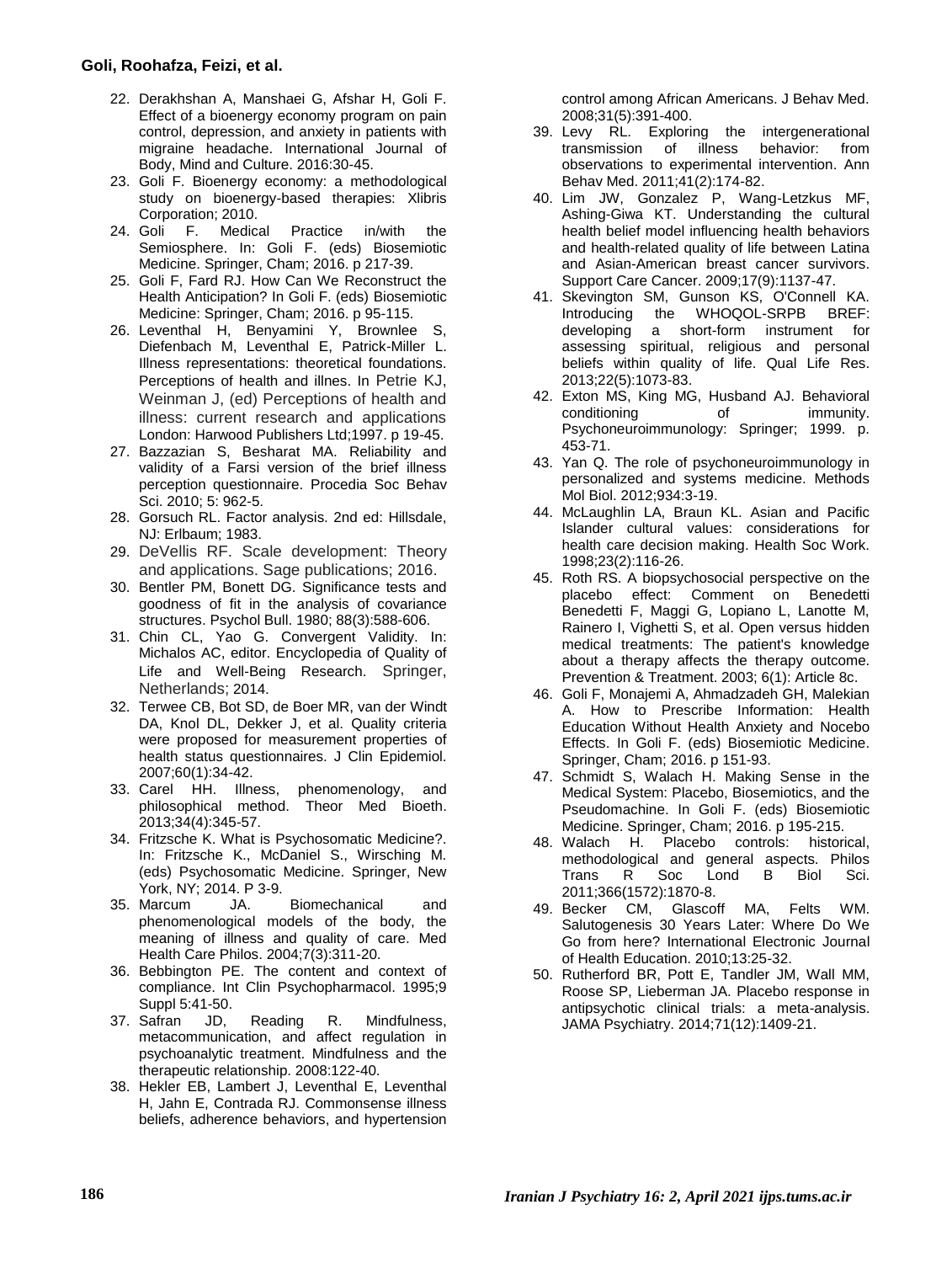22. Derakhshan A, Manshaei G, Afshar H, Goli F. Effect of a bioenergy economy program on pain control, depression, and anxiety in patients with migraine headache. International Journal of Body, Mind and Culture. 2016:30-45.
23. Goli F. Bioenergy economy: a methodological study on bioenergy-based therapies: Xlibris Corporation; 2010.
24. Goli F. Medical Practice in/with the Semiosphere. In: Goli F. (eds) Biosemiotic Medicine. Springer, Cham; 2016. p 217-39.
25. Goli F, Fard RJ. How Can We Reconstruct the Health Anticipation? In Goli F. (eds) Biosemiotic Medicine: Springer, Cham; 2016. p 95-115.
26. Leventhal H, Benyamini Y, Brownlee S, Diefenbach M, Leventhal E, Patrick-Miller L. Illness representations: theoretical foundations. Perceptions of health and illnes. In Petrie KJ, Weinman J, (ed) Perceptions of health and illness: current research and applications London: Harwood Publishers Ltd;1997. p 19-45.
27. Bazzazian S, Besharat MA. Reliability and validity of a Farsi version of the brief illness perception questionnaire. Procedia Soc Behav Sci. 2010; 5: 962-5.
28. Gorsuch RL. Factor analysis. 2nd ed: Hillsdale, NJ: Erlbaum; 1983.
29. DeVellis RF. Scale development: Theory and applications. Sage publications; 2016.
30. Bentler PM, Bonett DG. Significance tests and goodness of fit in the analysis of covariance structures. Psychol Bull. 1980; 88(3):588-606.
31. Chin CL, Yao G. Convergent Validity. In: Michalos AC, editor. Encyclopedia of Quality of Life and Well-Being Research. Springer, Netherlands; 2014.
32. Terwee CB, Bot SD, de Boer MR, van der Windt DA, Knol DL, Dekker J, et al. Quality criteria were proposed for measurement properties of health status questionnaires. J Clin Epidemiol. 2007;60(1):34-42.
33. Carel HH. Illness, phenomenology, and philosophical method. Theor Med Bioeth. 2013;34(4):345-57.
34. Fritzsche K. What is Psychosomatic Medicine?. In: Fritzsche K., McDaniel S., Wirsching M. (eds) Psychosomatic Medicine. Springer, New York, NY; 2014. P 3-9.
35. Marcum JA. Biomechanical and phenomenological models of the body, the meaning of illness and quality of care. Med Health Care Philos. 2004;7(3):311-20.
36. Bebbington PE. The content and context of compliance. Int Clin Psychopharmacol. 1995;9 Suppl 5:41-50.
37. Safran JD, Reading R. Mindfulness, metacommunication, and affect regulation in psychoanalytic treatment. Mindfulness and the therapeutic relationship. 2008:122-40.
38. Hekler EB, Lambert J, Leventhal E, Leventhal H, Jahn E, Contrada RJ. Commonsense illness beliefs, adherence behaviors, and hypertension control among African Americans. J Behav Med. 2008;31(5):391-400.
39. Levy RL. Exploring the intergenerational transmission of illness behavior: from observations to experimental intervention. Ann Behav Med. 2011;41(2):174-82.
40. Lim JW, Gonzalez P, Wang-Letzkus MF, Ashing-Giwa KT. Understanding the cultural health belief model influencing health behaviors and health-related quality of life between Latina and Asian-American breast cancer survivors. Support Care Cancer. 2009;17(9):1137-47.
41. Skevington SM, Gunson KS, O'Connell KA. Introducing the WHOQOL-SRPB BREF: developing a short-form instrument for assessing spiritual, religious and personal beliefs within quality of life. Qual Life Res. 2013;22(5):1073-83.
42. Exton MS, King MG, Husband AJ. Behavioral conditioning of immunity. Psychoneuroimmunology: Springer; 1999. p. 453-71.
43. Yan Q. The role of psychoneuroimmunology in personalized and systems medicine. Methods Mol Biol. 2012;934:3-19.
44. McLaughlin LA, Braun KL. Asian and Pacific Islander cultural values: considerations for health care decision making. Health Soc Work. 1998;23(2):116-26.
45. Roth RS. A biopsychosocial perspective on the placebo effect: Comment on Benedetti Benedetti F, Maggi G, Lopiano L, Lanotte M, Rainero I, Vighetti S, et al. Open versus hidden medical treatments: The patient's knowledge about a therapy affects the therapy outcome. Prevention & Treatment. 2003; 6(1): Article 8c.
46. Goli F, Monajemi A, Ahmadzadeh GH, Malekian A. How to Prescribe Information: Health Education Without Health Anxiety and Nocebo Effects. In Goli F. (eds) Biosemiotic Medicine. Springer, Cham; 2016. p 151-93.
47. Schmidt S, Walach H. Making Sense in the Medical System: Placebo, Biosemiotics, and the Pseudomachine. In Goli F. (eds) Biosemiotic Medicine. Springer, Cham; 2016. p 195-215.
48. Walach H. Placebo controls: historical, methodological and general aspects. Philos Trans R Soc Lond B Biol Sci. 2011;366(1572):1870-8.
49. Becker CM, Glascoff MA, Felts WM. Salutogenesis 30 Years Later: Where Do We Go from here? International Electronic Journal of Health Education. 2010;13:25-32.
50. Rutherford BR, Pott E, Tandler JM, Wall MM, Roose SP, Lieberman JA. Placebo response in antipsychotic clinical trials: a meta-analysis. JAMA Psychiatry. 2014;71(12):1409-21.